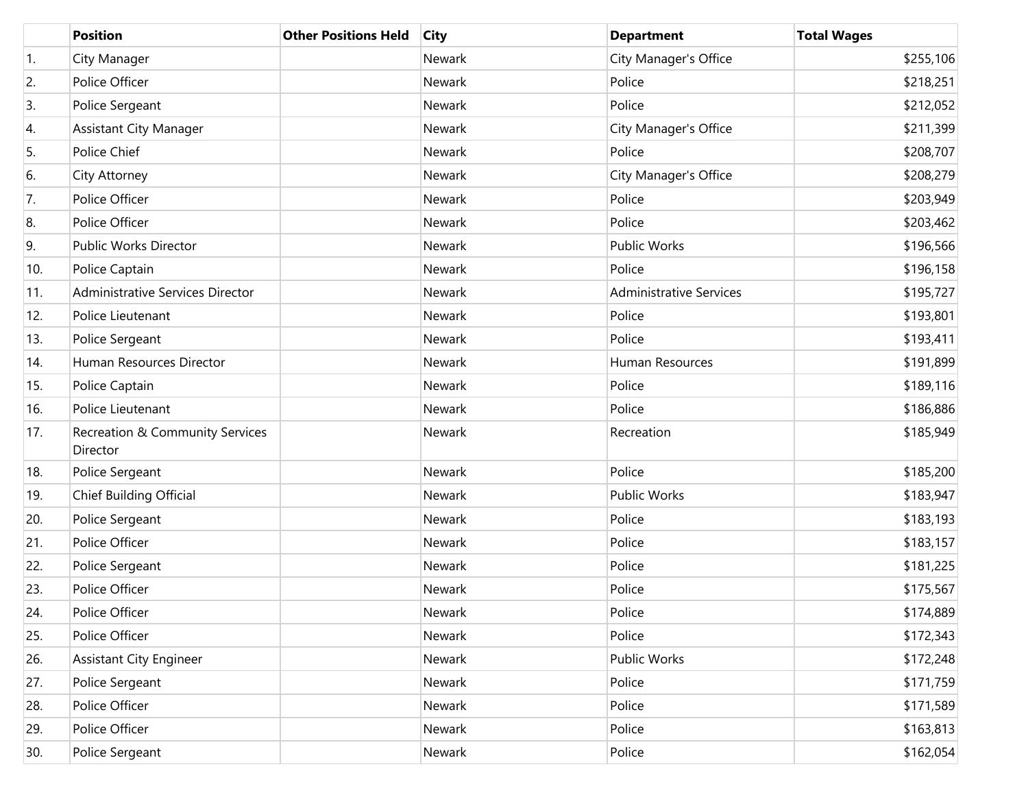| | Position | Other Positions Held | City | Department | Total Wages |
|---|---|---|---|---|---|
| 1. | City Manager | | Newark | City Manager's Office | $255,106 |
| 2. | Police Officer | | Newark | Police | $218,251 |
| 3. | Police Sergeant | | Newark | Police | $212,052 |
| 4. | Assistant City Manager | | Newark | City Manager's Office | $211,399 |
| 5. | Police Chief | | Newark | Police | $208,707 |
| 6. | City Attorney | | Newark | City Manager's Office | $208,279 |
| 7. | Police Officer | | Newark | Police | $203,949 |
| 8. | Police Officer | | Newark | Police | $203,462 |
| 9. | Public Works Director | | Newark | Public Works | $196,566 |
| 10. | Police Captain | | Newark | Police | $196,158 |
| 11. | Administrative Services Director | | Newark | Administrative Services | $195,727 |
| 12. | Police Lieutenant | | Newark | Police | $193,801 |
| 13. | Police Sergeant | | Newark | Police | $193,411 |
| 14. | Human Resources Director | | Newark | Human Resources | $191,899 |
| 15. | Police Captain | | Newark | Police | $189,116 |
| 16. | Police Lieutenant | | Newark | Police | $186,886 |
| 17. | Recreation & Community Services Director | | Newark | Recreation | $185,949 |
| 18. | Police Sergeant | | Newark | Police | $185,200 |
| 19. | Chief Building Official | | Newark | Public Works | $183,947 |
| 20. | Police Sergeant | | Newark | Police | $183,193 |
| 21. | Police Officer | | Newark | Police | $183,157 |
| 22. | Police Sergeant | | Newark | Police | $181,225 |
| 23. | Police Officer | | Newark | Police | $175,567 |
| 24. | Police Officer | | Newark | Police | $174,889 |
| 25. | Police Officer | | Newark | Police | $172,343 |
| 26. | Assistant City Engineer | | Newark | Public Works | $172,248 |
| 27. | Police Sergeant | | Newark | Police | $171,759 |
| 28. | Police Officer | | Newark | Police | $171,589 |
| 29. | Police Officer | | Newark | Police | $163,813 |
| 30. | Police Sergeant | | Newark | Police | $162,054 |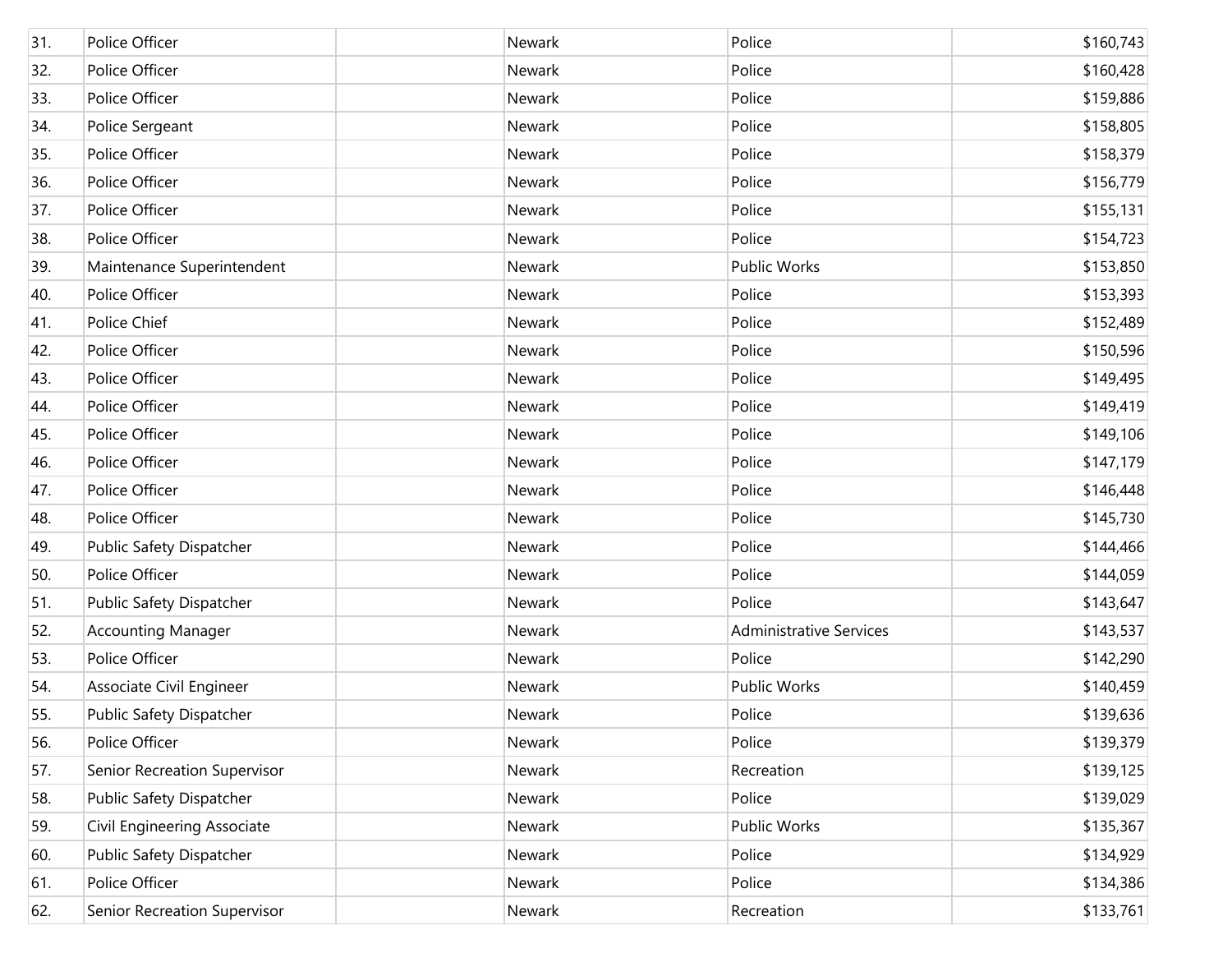| | | | | | |
|---|---|---|---|---|---|
| 31. | Police Officer | | Newark | Police | $160,743 |
| 32. | Police Officer | | Newark | Police | $160,428 |
| 33. | Police Officer | | Newark | Police | $159,886 |
| 34. | Police Sergeant | | Newark | Police | $158,805 |
| 35. | Police Officer | | Newark | Police | $158,379 |
| 36. | Police Officer | | Newark | Police | $156,779 |
| 37. | Police Officer | | Newark | Police | $155,131 |
| 38. | Police Officer | | Newark | Police | $154,723 |
| 39. | Maintenance Superintendent | | Newark | Public Works | $153,850 |
| 40. | Police Officer | | Newark | Police | $153,393 |
| 41. | Police Chief | | Newark | Police | $152,489 |
| 42. | Police Officer | | Newark | Police | $150,596 |
| 43. | Police Officer | | Newark | Police | $149,495 |
| 44. | Police Officer | | Newark | Police | $149,419 |
| 45. | Police Officer | | Newark | Police | $149,106 |
| 46. | Police Officer | | Newark | Police | $147,179 |
| 47. | Police Officer | | Newark | Police | $146,448 |
| 48. | Police Officer | | Newark | Police | $145,730 |
| 49. | Public Safety Dispatcher | | Newark | Police | $144,466 |
| 50. | Police Officer | | Newark | Police | $144,059 |
| 51. | Public Safety Dispatcher | | Newark | Police | $143,647 |
| 52. | Accounting Manager | | Newark | Administrative Services | $143,537 |
| 53. | Police Officer | | Newark | Police | $142,290 |
| 54. | Associate Civil Engineer | | Newark | Public Works | $140,459 |
| 55. | Public Safety Dispatcher | | Newark | Police | $139,636 |
| 56. | Police Officer | | Newark | Police | $139,379 |
| 57. | Senior Recreation Supervisor | | Newark | Recreation | $139,125 |
| 58. | Public Safety Dispatcher | | Newark | Police | $139,029 |
| 59. | Civil Engineering Associate | | Newark | Public Works | $135,367 |
| 60. | Public Safety Dispatcher | | Newark | Police | $134,929 |
| 61. | Police Officer | | Newark | Police | $134,386 |
| 62. | Senior Recreation Supervisor | | Newark | Recreation | $133,761 |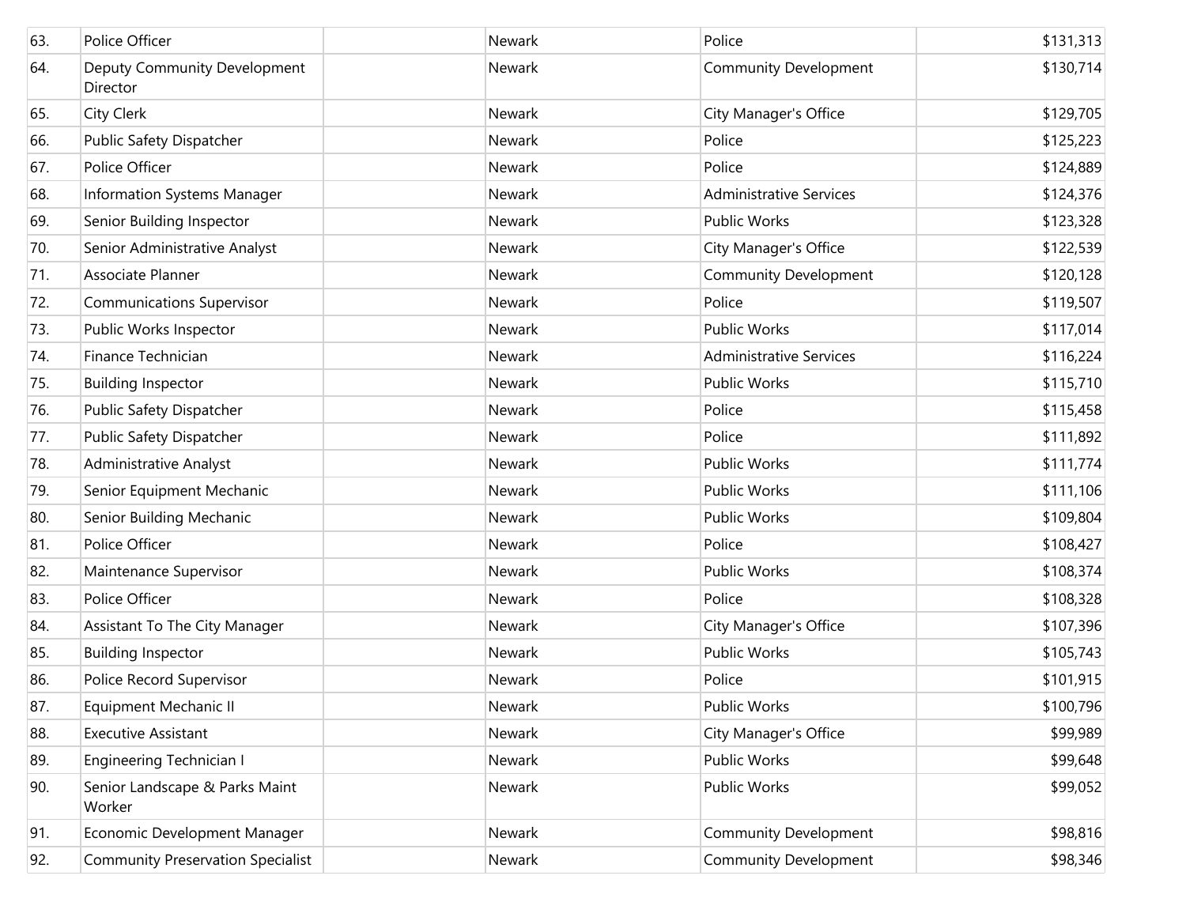| | | | | | |
|---|---|---|---|---|---|
| 63. | Police Officer | | Newark | Police | $131,313 |
| 64. | Deputy Community Development Director | | Newark | Community Development | $130,714 |
| 65. | City Clerk | | Newark | City Manager's Office | $129,705 |
| 66. | Public Safety Dispatcher | | Newark | Police | $125,223 |
| 67. | Police Officer | | Newark | Police | $124,889 |
| 68. | Information Systems Manager | | Newark | Administrative Services | $124,376 |
| 69. | Senior Building Inspector | | Newark | Public Works | $123,328 |
| 70. | Senior Administrative Analyst | | Newark | City Manager's Office | $122,539 |
| 71. | Associate Planner | | Newark | Community Development | $120,128 |
| 72. | Communications Supervisor | | Newark | Police | $119,507 |
| 73. | Public Works Inspector | | Newark | Public Works | $117,014 |
| 74. | Finance Technician | | Newark | Administrative Services | $116,224 |
| 75. | Building Inspector | | Newark | Public Works | $115,710 |
| 76. | Public Safety Dispatcher | | Newark | Police | $115,458 |
| 77. | Public Safety Dispatcher | | Newark | Police | $111,892 |
| 78. | Administrative Analyst | | Newark | Public Works | $111,774 |
| 79. | Senior Equipment Mechanic | | Newark | Public Works | $111,106 |
| 80. | Senior Building Mechanic | | Newark | Public Works | $109,804 |
| 81. | Police Officer | | Newark | Police | $108,427 |
| 82. | Maintenance Supervisor | | Newark | Public Works | $108,374 |
| 83. | Police Officer | | Newark | Police | $108,328 |
| 84. | Assistant To The City Manager | | Newark | City Manager's Office | $107,396 |
| 85. | Building Inspector | | Newark | Public Works | $105,743 |
| 86. | Police Record Supervisor | | Newark | Police | $101,915 |
| 87. | Equipment Mechanic II | | Newark | Public Works | $100,796 |
| 88. | Executive Assistant | | Newark | City Manager's Office | $99,989 |
| 89. | Engineering Technician I | | Newark | Public Works | $99,648 |
| 90. | Senior Landscape & Parks Maint Worker | | Newark | Public Works | $99,052 |
| 91. | Economic Development Manager | | Newark | Community Development | $98,816 |
| 92. | Community Preservation Specialist | | Newark | Community Development | $98,346 |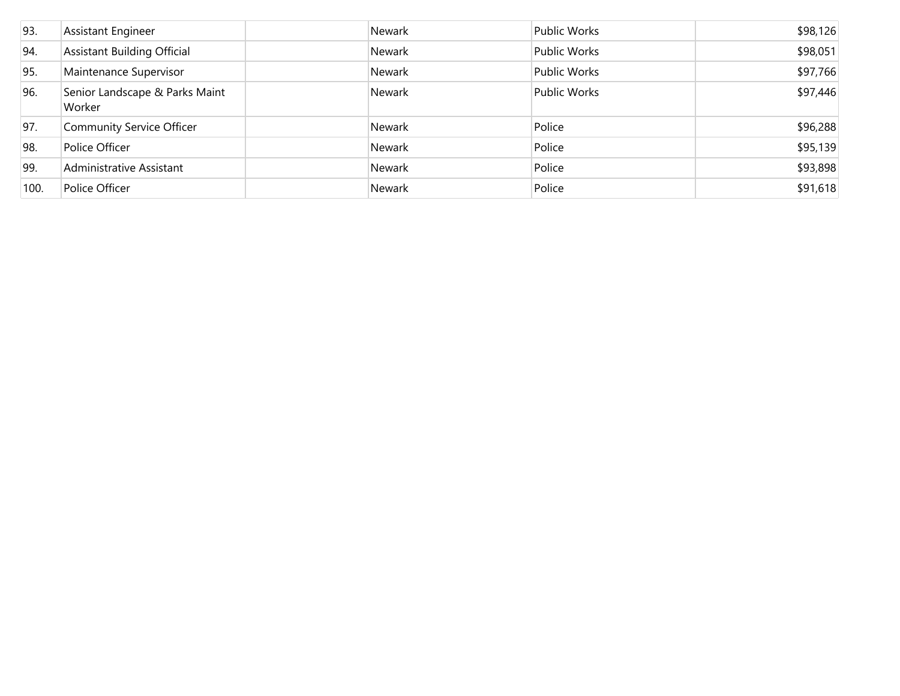| | | | | | |
|---|---|---|---|---|---|
| 93. | Assistant Engineer | | Newark | Public Works | $98,126 |
| 94. | Assistant Building Official | | Newark | Public Works | $98,051 |
| 95. | Maintenance Supervisor | | Newark | Public Works | $97,766 |
| 96. | Senior Landscape & Parks Maint Worker | | Newark | Public Works | $97,446 |
| 97. | Community Service Officer | | Newark | Police | $96,288 |
| 98. | Police Officer | | Newark | Police | $95,139 |
| 99. | Administrative Assistant | | Newark | Police | $93,898 |
| 100. | Police Officer | | Newark | Police | $91,618 |